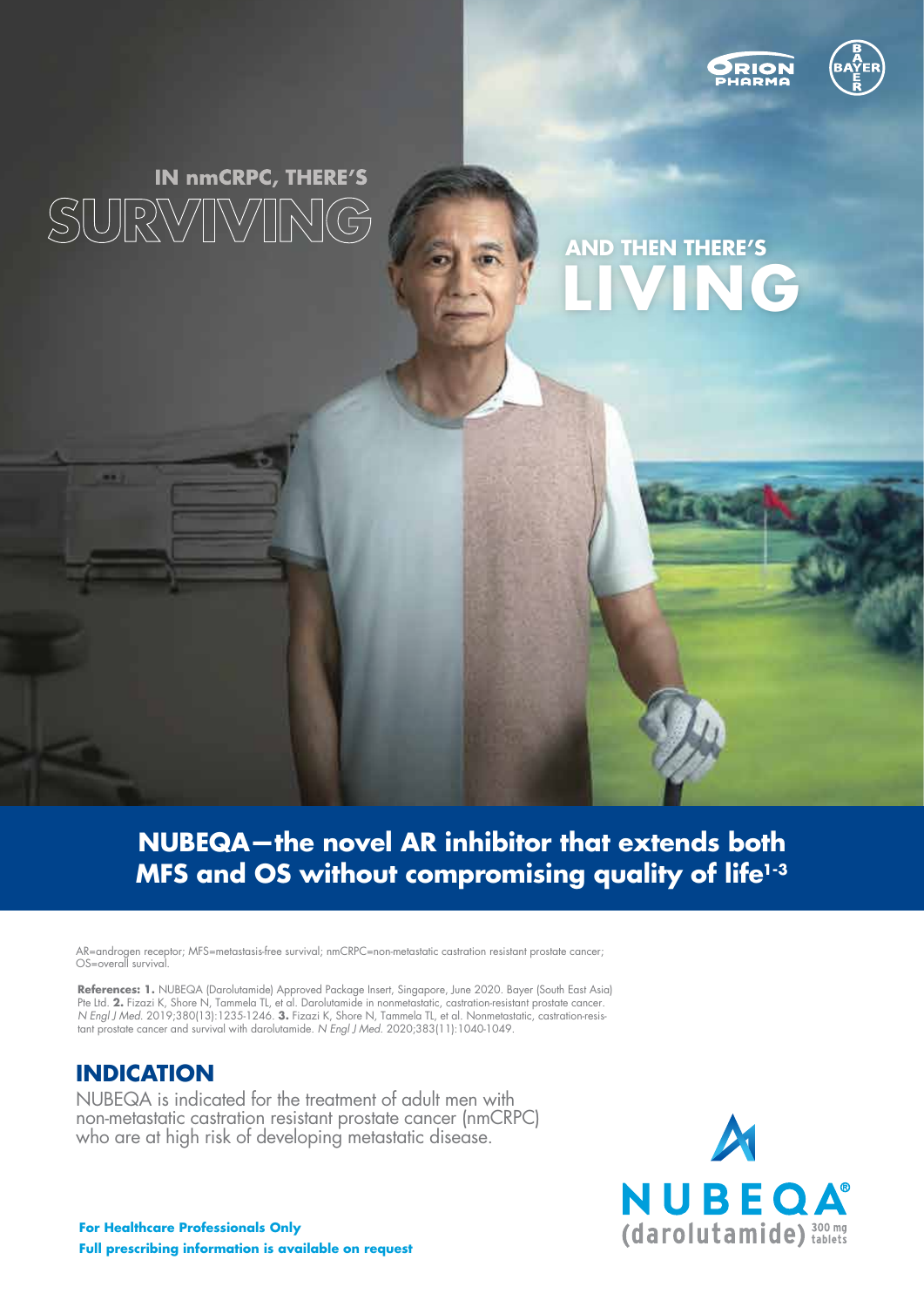# IN nmCRPC, THERE'S SURVIVING

# AND THEN THERE'S LIVING

## NUBEQA—the novel AR inhibitor that extends both MFS and OS without compromising quality of life[1-3]

AR=androgen receptor; MFS=metastasis-free survival; nmCRPC=non-metastatic castration resistant prostate cancer; OS=overall survival.

**References: 1.** NUBEQA (Darolutamide) Approved Package Insert, Singapore, June 2020. Bayer (South East Asia) Pte Ltd. **2.** Fizazi K, Shore N, Tammela TL, et al. Darolutamide in nonmetastatic, castration-resistant prostate cancer. *N Engl J Med.* 2019;380(13):1235-1246. **3.** Fizazi K, Shore N, Tammela TL, et al. Nonmetastatic, castration-resistant prostate cancer and survival with darolutamide. *N Engl J Med.* 2020;383(11):1040-1049.

## INDICATION

NUBEQA is indicated for the treatment of adult men with non-metastatic castration resistant prostate cancer (nmCRPC) who are at high risk of developing metastatic disease.

NUBEQA® (darolutamide) 300 mg tablets

**For Healthcare Professionals Only**
**Full prescribing information is available on request**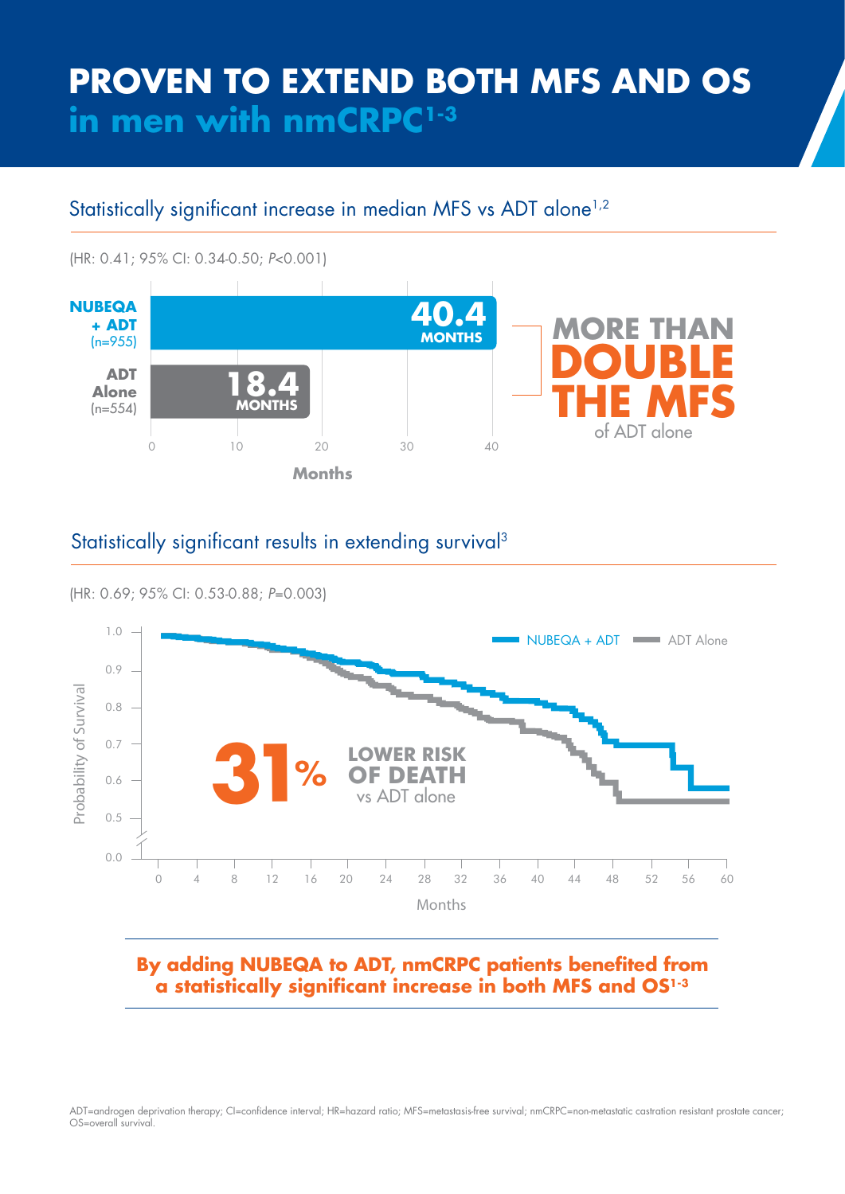# PROVEN TO EXTEND BOTH MFS AND OS in men with nmCRPC[1-3]

## Statistically significant increase in median MFS vs ADT alone[1,2]

(HR: 0.41; 95% CI: 0.34-0.50; *P*<0.001)

**NUBEQA + ADT** (n=955): **40.4 MONTHS**

**ADT Alone** (n=554): **18.4 MONTHS**

Months: 0, 10, 20, 30, 40

**MORE THAN DOUBLE THE MFS** of ADT alone

## Statistically significant results in extending survival[3]

(HR: 0.69; 95% CI: 0.53-0.88; *P*=0.003)

NUBEQA + ADT | ADT Alone

Probability of Survival: 0.0, 0.5, 0.6, 0.7, 0.8, 0.9, 1.0

Months: 0, 4, 8, 12, 16, 20, 24, 28, 32, 36, 40, 44, 48, 52, 56, 60

**31% LOWER RISK OF DEATH** vs ADT alone

**By adding NUBEQA to ADT, nmCRPC patients benefited from a statistically significant increase in both MFS and OS[1-3]**

ADT=androgen deprivation therapy; CI=confidence interval; HR=hazard ratio; MFS=metastasis-free survival; nmCRPC=non-metastatic castration resistant prostate cancer; OS=overall survival.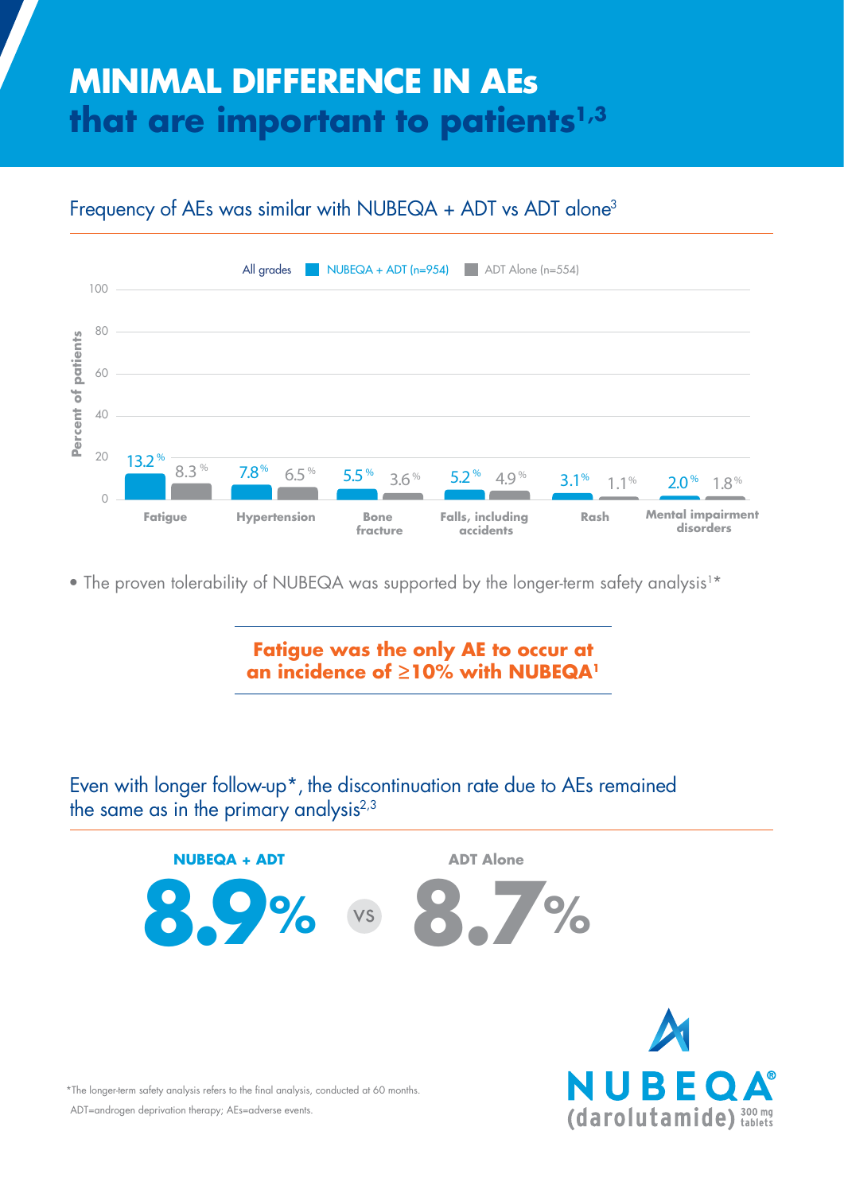# MINIMAL DIFFERENCE IN AEs that are important to patients[1,3]

## Frequency of AEs was similar with NUBEQA + ADT vs ADT alone[3]

All grades

| AE | NUBEQA + ADT (n=954) | ADT Alone (n=554) |
|---|---|---|
| Fatigue | 13.2% | 8.3% |
| Hypertension | 7.8% | 6.5% |
| Bone fracture | 5.5% | 3.6% |
| Falls, including accidents | 5.2% | 4.9% |
| Rash | 3.1% | 1.1% |
| Mental impairment disorders | 2.0% | 1.8% |

- The proven tolerability of NUBEQA was supported by the longer-term safety analysis[1]*

**Fatigue was the only AE to occur at an incidence of ≥10% with NUBEQA[1]**

## Even with longer follow-up*, the discontinuation rate due to AEs remained the same as in the primary analysis[2,3]

**NUBEQA + ADT** **8.9%** vs **ADT Alone** **8.7%**

*The longer-term safety analysis refers to the final analysis, conducted at 60 months.

ADT=androgen deprivation therapy; AEs=adverse events.

NUBEQA® (darolutamide) 300 mg tablets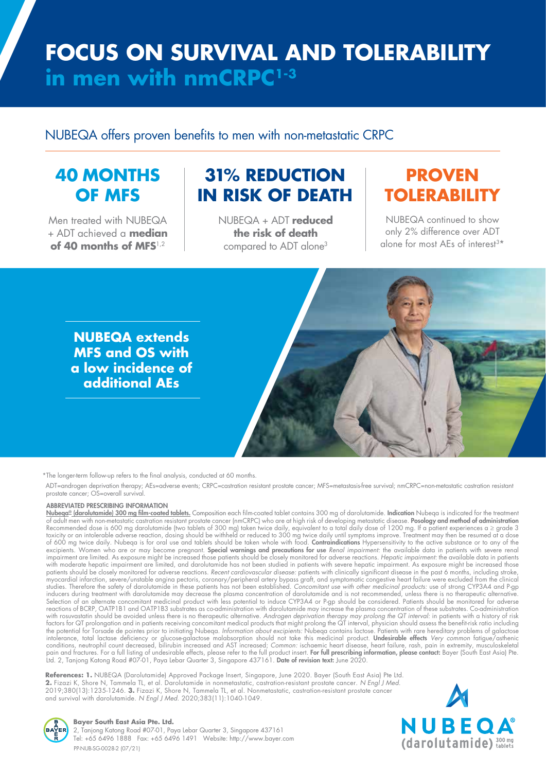# FOCUS ON SURVIVAL AND TOLERABILITY in men with nmCRPC[1-3]

NUBEQA offers proven benefits to men with non-metastatic CRPC

## 40 MONTHS OF MFS

Men treated with NUBEQA + ADT achieved a **median of 40 months of MFS**[1,2]

## 31% REDUCTION IN RISK OF DEATH

NUBEQA + ADT **reduced the risk of death** compared to ADT alone[3]

## PROVEN TOLERABILITY

NUBEQA continued to show only 2% difference over ADT alone for most AEs of interest[3]*

**NUBEQA extends MFS and OS with a low incidence of additional AEs**

*The longer-term follow-up refers to the final analysis, conducted at 60 months.

ADT=androgen deprivation therapy; AEs=adverse events; CRPC=castration resistant prostate cancer; MFS=metastasis-free survival; nmCRPC=non-metastatic castration resistant prostate cancer; OS=overall survival.

ABBREVIATED PRESCRIBING INFORMATION

Nubeqa® (darolutamide) 300 mg film-coated tablets. Composition each film-coated tablet contains 300 mg of darolutamide. **Indication** Nubeqa is indicated for the treatment of adult men with non-metastatic castration resistant prostate cancer (nmCRPC) who are at high risk of developing metastatic disease. **Posology and method of administration** Recommended dose is 600 mg darolutamide (two tablets of 300 mg) taken twice daily, equivalent to a total daily dose of 1200 mg. If a patient experiences a ≥ grade 3 toxicity or an intolerable adverse reaction, dosing should be withheld or reduced to 300 mg twice daily until symptoms improve. Treatment may then be resumed at a dose of 600 mg twice daily. Nubeqa is for oral use and tablets should be taken whole with food. **Contraindications** Hypersensitivity to the active substance or to any of the excipients. Women who are or may become pregnant. **Special warnings and precautions for use** *Renal impairment:* the available data in patients with severe renal impairment are limited. As exposure might be increased those patients should be closely monitored for adverse reactions. *Hepatic impairment:* the available data in patients with moderate hepatic impairment are limited, and darolutamide has not been studied in patients with severe hepatic impairment. As exposure might be increased those patients should be closely monitored for adverse reactions. *Recent cardiovascular disease:* patients with clinically significant disease in the past 6 months, including stroke, myocardial infarction, severe/unstable angina pectoris, coronary/peripheral artery bypass graft, and symptomatic congestive heart failure were excluded from the clinical studies. Therefore the safety of darolutamide in these patients has not been established. *Concomitant use with other medicinal products:* use of strong CYP3A4 and P-gp inducers during treatment with darolutamide may decrease the plasma concentration of darolutamide and is not recommended, unless there is no therapeutic alternative. Selection of an alternate concomitant medicinal product with less potential to induce CYP3A4 or P-gp should be considered. Patients should be monitored for adverse reactions of BCRP, OATP1B1 and OATP1B3 substrates as co-administration with darolutamide may increase the plasma concentration of these substrates. Co-administration with rosuvastatin should be avoided unless there is no therapeutic alternative. *Androgen deprivation therapy may prolong the QT interval:* in patients with a history of risk factors for QT prolongation and in patients receiving concomitant medical products that might prolong the QT interval, physician should assess the benefit-risk ratio including the potential for Torsade de pointes prior to initiating Nubeqa. *Information about excipients:* Nubeqa contains lactose. Patients with rare hereditary problems of galactose intolerance, total lactase deficiency or glucose-galactose malabsorption should not take this medicinal product. **Undesirable effects** *Very common* fatigue/asthenic conditions, neutrophil count decreased, bilirubin increased and AST increased; *Common:* ischaemic heart disease, heart failure, rash, pain in extremity, musculoskeletal pain and fractures. For a full listing of undesirable effects, please refer to the full product insert. **For full prescribing information, please contact:** Bayer (South East Asia) Pte. Ltd. 2, Tanjong Katong Road #07-01, Paya Lebar Quarter 3, Singapore 437161. **Date of revision text:** June 2020.

**References: 1.** NUBEQA (Darolutamide) Approved Package Insert, Singapore, June 2020. Bayer (South East Asia) Pte Ltd. **2.** Fizazi K, Shore N, Tammela TL, et al. Darolutamide in nonmetastatic, castration-resistant prostate cancer. *N Engl J Med.* 2019;380(13):1235-1246. **3.** Fizazi K, Shore N, Tammela TL, et al. Nonmetastatic, castration-resistant prostate cancer and survival with darolutamide. *N Engl J Med.* 2020;383(11):1040-1049.

**Bayer South East Asia Pte. Ltd.**
2, Tanjong Katong Road #07-01, Paya Lebar Quarter 3, Singapore 437161
Tel: +65 6496 1888 Fax: +65 6496 1491 Website: http://www.bayer.com
PP-NUB-SG-0028-2 (07/21)

NUBEQA® (darolutamide) 300 mg tablets